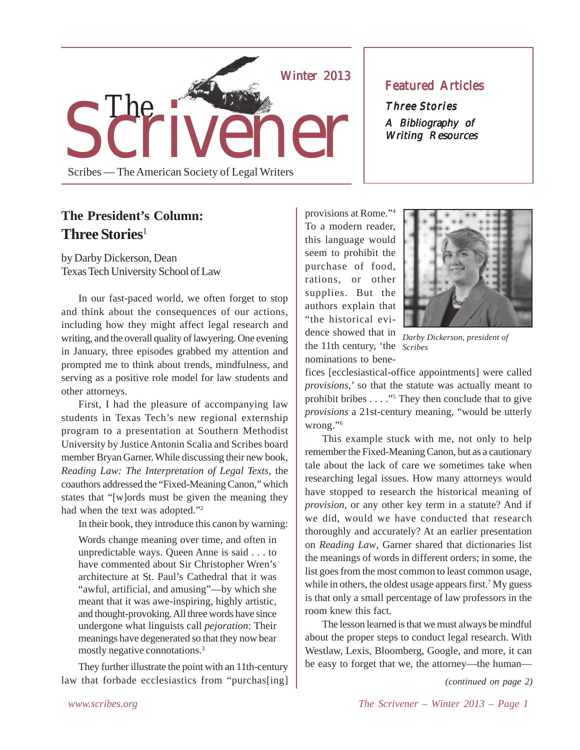# The Scrivener

Winter 2013

Scribes — The American Society of Legal Writers

**Featured Articles**

*Three Stories*

*A Bibliography of Writing Resources*

## The President's Column: Three Stories[1]

by Darby Dickerson, Dean
Texas Tech University School of Law

In our fast-paced world, we often forget to stop and think about the consequences of our actions, including how they might affect legal research and writing, and the overall quality of lawyering. One evening in January, three episodes grabbed my attention and prompted me to think about trends, mindfulness, and serving as a positive role model for law students and other attorneys.

First, I had the pleasure of accompanying law students in Texas Tech's new regional externship program to a presentation at Southern Methodist University by Justice Antonin Scalia and Scribes board member Bryan Garner. While discussing their new book, *Reading Law: The Interpretation of Legal Texts*, the coauthors addressed the "Fixed-Meaning Canon," which states that "[w]ords must be given the meaning they had when the text was adopted."[2]

In their book, they introduce this canon by warning:

> Words change meaning over time, and often in unpredictable ways. Queen Anne is said . . . to have commented about Sir Christopher Wren's architecture at St. Paul's Cathedral that it was "awful, artificial, and amusing"—by which she meant that it was awe-inspiring, highly artistic, and thought-provoking. All three words have since undergone what linguists call *pejoration*: Their meanings have degenerated so that they now bear mostly negative connotations.[3]

They further illustrate the point with an 11th-century law that forbade ecclesiastics from "purchas[ing] provisions at Rome."[4] To a modern reader, this language would seem to prohibit the purchase of food, rations, or other supplies. But the authors explain that "the historical evidence showed that in the 11th century, 'the nominations to benefices [ecclesiastical-office appointments] were called *provisions*,' so that the statute was actually meant to prohibit bribes . . . ."[5] They then conclude that to give *provisions* a 21st-century meaning, "would be utterly wrong."[6]

*Darby Dickerson, president of Scribes*

This example stuck with me, not only to help remember the Fixed-Meaning Canon, but as a cautionary tale about the lack of care we sometimes take when researching legal issues. How many attorneys would have stopped to research the historical meaning of *provision*, or any other key term in a statute? And if we did, would we have conducted that research thoroughly and accurately? At an earlier presentation on *Reading Law*, Garner shared that dictionaries list the meanings of words in different orders; in some, the list goes from the most common to least common usage, while in others, the oldest usage appears first.[7] My guess is that only a small percentage of law professors in the room knew this fact.

The lesson learned is that we must always be mindful about the proper steps to conduct legal research. With Westlaw, Lexis, Bloomberg, Google, and more, it can be easy to forget that we, the attorney—the human—

*(continued on page 2)*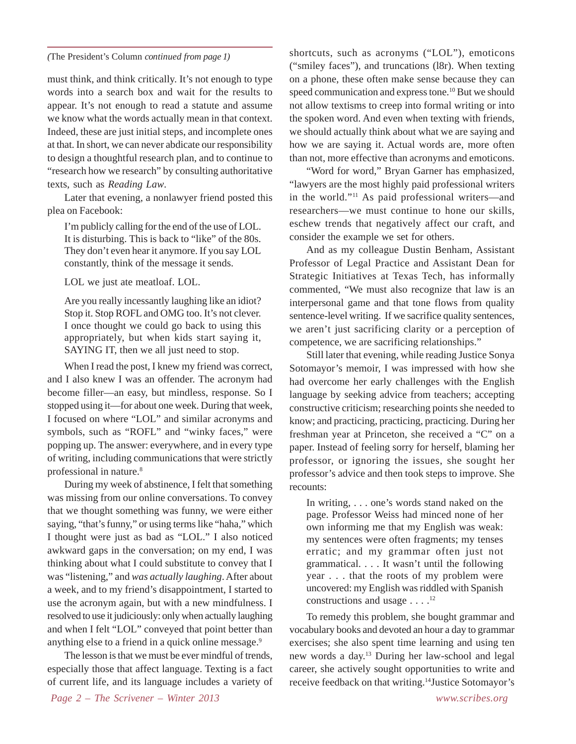*(*The President's Column *continued from page 1)*

must think, and think critically. It's not enough to type words into a search box and wait for the results to appear. It's not enough to read a statute and assume we know what the words actually mean in that context. Indeed, these are just initial steps, and incomplete ones at that. In short, we can never abdicate our responsibility to design a thoughtful research plan, and to continue to "research how we research" by consulting authoritative texts, such as *Reading Law*.

Later that evening, a nonlawyer friend posted this plea on Facebook:

> I'm publicly calling for the end of the use of LOL. It is disturbing. This is back to "like" of the 80s. They don't even hear it anymore. If you say LOL constantly, think of the message it sends.
>
> LOL we just ate meatloaf. LOL.
>
> Are you really incessantly laughing like an idiot? Stop it. Stop ROFL and OMG too. It's not clever. I once thought we could go back to using this appropriately, but when kids start saying it, SAYING IT, then we all just need to stop.

When I read the post, I knew my friend was correct, and I also knew I was an offender. The acronym had become filler—an easy, but mindless, response. So I stopped using it—for about one week. During that week, I focused on where "LOL" and similar acronyms and symbols, such as "ROFL" and "winky faces," were popping up. The answer: everywhere, and in every type of writing, including communications that were strictly professional in nature.[8]

During my week of abstinence, I felt that something was missing from our online conversations. To convey that we thought something was funny, we were either saying, "that's funny," or using terms like "haha," which I thought were just as bad as "LOL." I also noticed awkward gaps in the conversation; on my end, I was thinking about what I could substitute to convey that I was "listening," and *was actually laughing*. After about a week, and to my friend's disappointment, I started to use the acronym again, but with a new mindfulness. I resolved to use it judiciously: only when actually laughing and when I felt "LOL" conveyed that point better than anything else to a friend in a quick online message.[9]

The lesson is that we must be ever mindful of trends, especially those that affect language. Texting is a fact of current life, and its language includes a variety of shortcuts, such as acronyms ("LOL"), emoticons ("smiley faces"), and truncations (l8r). When texting on a phone, these often make sense because they can speed communication and express tone.[10] But we should not allow textisms to creep into formal writing or into the spoken word. And even when texting with friends, we should actually think about what we are saying and how we are saying it. Actual words are, more often than not, more effective than acronyms and emoticons.

"Word for word," Bryan Garner has emphasized, "lawyers are the most highly paid professional writers in the world."[11] As paid professional writers—and researchers—we must continue to hone our skills, eschew trends that negatively affect our craft, and consider the example we set for others.

And as my colleague Dustin Benham, Assistant Professor of Legal Practice and Assistant Dean for Strategic Initiatives at Texas Tech, has informally commented, "We must also recognize that law is an interpersonal game and that tone flows from quality sentence-level writing. If we sacrifice quality sentences, we aren't just sacrificing clarity or a perception of competence, we are sacrificing relationships."

Still later that evening, while reading Justice Sonya Sotomayor's memoir, I was impressed with how she had overcome her early challenges with the English language by seeking advice from teachers; accepting constructive criticism; researching points she needed to know; and practicing, practicing, practicing. During her freshman year at Princeton, she received a "C" on a paper. Instead of feeling sorry for herself, blaming her professor, or ignoring the issues, she sought her professor's advice and then took steps to improve. She recounts:

> In writing, . . . one's words stand naked on the page. Professor Weiss had minced none of her own informing me that my English was weak: my sentences were often fragments; my tenses erratic; and my grammar often just not grammatical. . . . It wasn't until the following year . . . that the roots of my problem were uncovered: my English was riddled with Spanish constructions and usage . . . .[12]

To remedy this problem, she bought grammar and vocabulary books and devoted an hour a day to grammar exercises; she also spent time learning and using ten new words a day.[13] During her law-school and legal career, she actively sought opportunities to write and receive feedback on that writing.[14] Justice Sotomayor's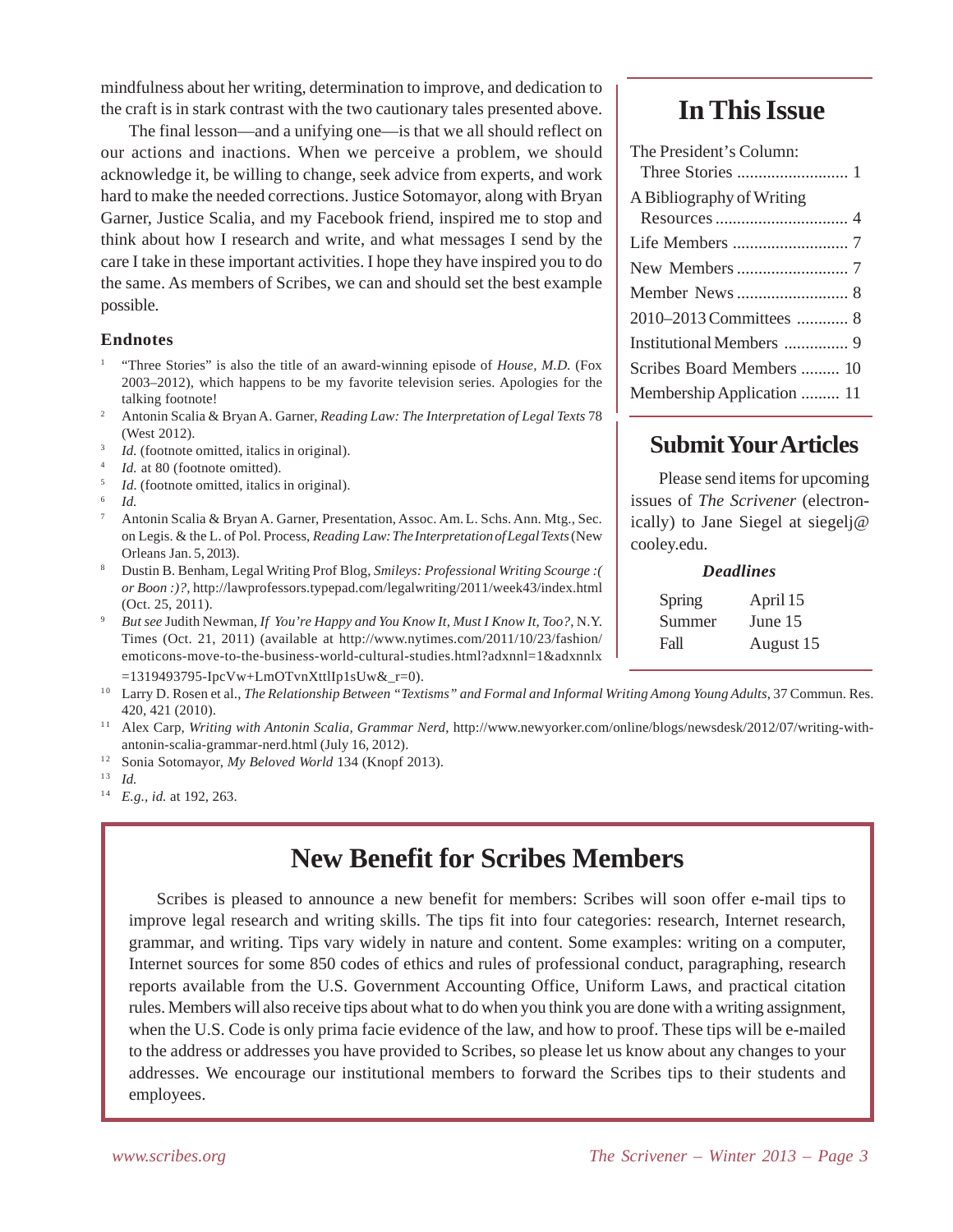mindfulness about her writing, determination to improve, and dedication to the craft is in stark contrast with the two cautionary tales presented above.

The final lesson—and a unifying one—is that we all should reflect on our actions and inactions. When we perceive a problem, we should acknowledge it, be willing to change, seek advice from experts, and work hard to make the needed corrections. Justice Sotomayor, along with Bryan Garner, Justice Scalia, and my Facebook friend, inspired me to stop and think about how I research and write, and what messages I send by the care I take in these important activities. I hope they have inspired you to do the same. As members of Scribes, we can and should set the best example possible.

### Endnotes

1. "Three Stories" is also the title of an award-winning episode of *House, M.D.* (Fox 2003–2012), which happens to be my favorite television series. Apologies for the talking footnote!
2. Antonin Scalia & Bryan A. Garner, *Reading Law: The Interpretation of Legal Texts* 78 (West 2012).
3. *Id.* (footnote omitted, italics in original).
4. *Id.* at 80 (footnote omitted).
5. *Id.* (footnote omitted, italics in original).
6. *Id.*
7. Antonin Scalia & Bryan A. Garner, Presentation, Assoc. Am. L. Schs. Ann. Mtg., Sec. on Legis. & the L. of Pol. Process, *Reading Law: The Interpretation of Legal Texts* (New Orleans Jan. 5, 2013).
8. Dustin B. Benham, Legal Writing Prof Blog, *Smileys: Professional Writing Scourge :( or Boon :)?*, http://lawprofessors.typepad.com/legalwriting/2011/week43/index.html (Oct. 25, 2011).
9. *But see* Judith Newman, *If You're Happy and You Know It, Must I Know It, Too?*, N.Y. Times (Oct. 21, 2011) (available at http://www.nytimes.com/2011/10/23/fashion/emoticons-move-to-the-business-world-cultural-studies.html?adxnnl=1&adxnnlx=1319493795-IpcVw+LmOTvnXttlIp1sUw&_r=0).
10. Larry D. Rosen et al., *The Relationship Between "Textisms" and Formal and Informal Writing Among Young Adults*, 37 Commun. Res. 420, 421 (2010).
11. Alex Carp, *Writing with Antonin Scalia, Grammar Nerd*, http://www.newyorker.com/online/blogs/newsdesk/2012/07/writing-with-antonin-scalia-grammar-nerd.html (July 16, 2012).
12. Sonia Sotomayor, *My Beloved World* 134 (Knopf 2013).
13. *Id.*
14. *E.g.*, *id.* at 192, 263.

## In This Issue

- The President's Column: Three Stories .......................... 1
- A Bibliography of Writing Resources .............................. 4
- Life Members .......................... 7
- New Members .......................... 7
- Member News .......................... 8
- 2010–2013 Committees ............ 8
- Institutional Members .............. 9
- Scribes Board Members ......... 10
- Membership Application ......... 11

## Submit Your Articles

Please send items for upcoming issues of *The Scrivener* (electronically) to Jane Siegel at siegelj@cooley.edu.

***Deadlines***

| | |
|---|---|
| Spring | April 15 |
| Summer | June 15 |
| Fall | August 15 |

## New Benefit for Scribes Members

Scribes is pleased to announce a new benefit for members: Scribes will soon offer e-mail tips to improve legal research and writing skills. The tips fit into four categories: research, Internet research, grammar, and writing. Tips vary widely in nature and content. Some examples: writing on a computer, Internet sources for some 850 codes of ethics and rules of professional conduct, paragraphing, research reports available from the U.S. Government Accounting Office, Uniform Laws, and practical citation rules. Members will also receive tips about what to do when you think you are done with a writing assignment, when the U.S. Code is only prima facie evidence of the law, and how to proof. These tips will be e-mailed to the address or addresses you have provided to Scribes, so please let us know about any changes to your addresses. We encourage our institutional members to forward the Scribes tips to their students and employees.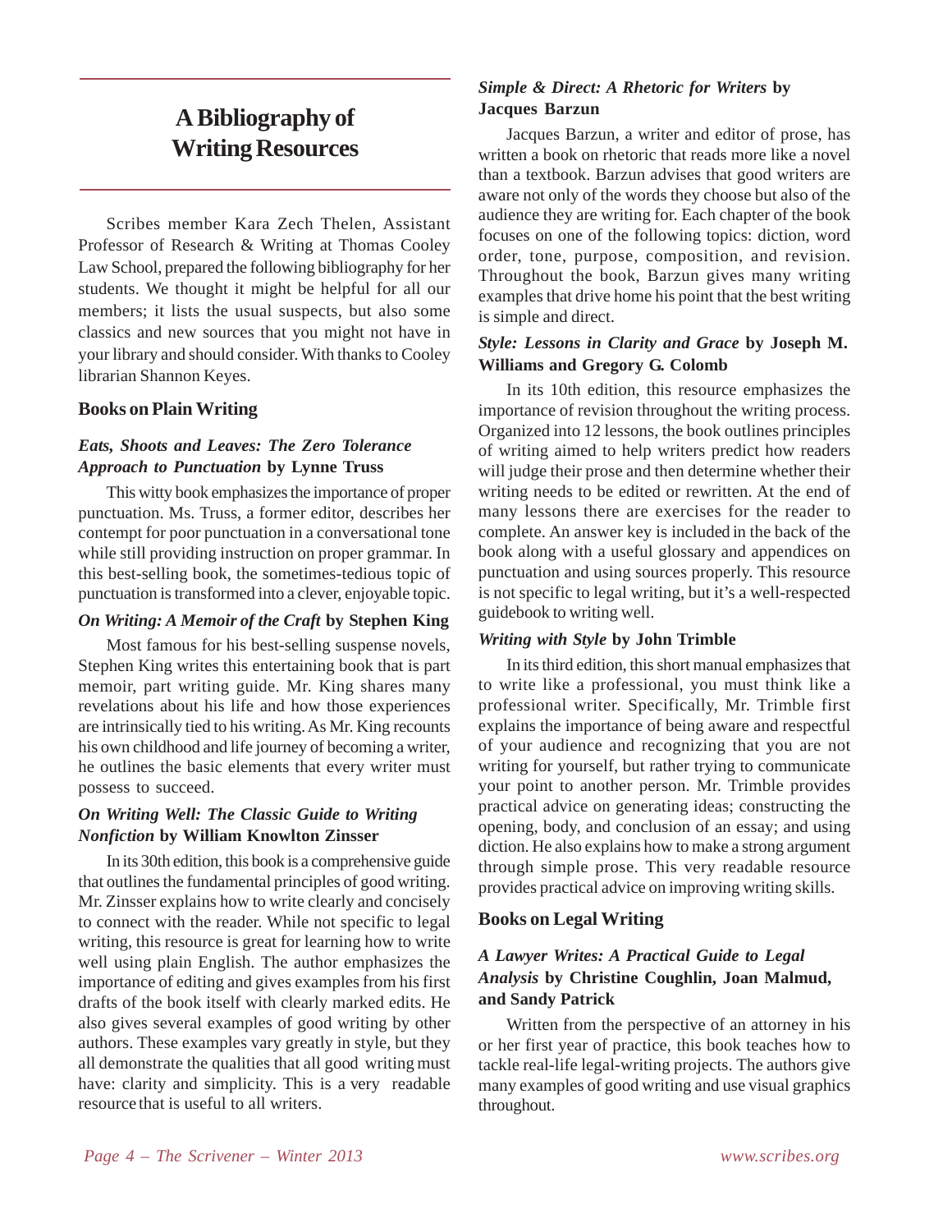# A Bibliography of Writing Resources

Scribes member Kara Zech Thelen, Assistant Professor of Research & Writing at Thomas Cooley Law School, prepared the following bibliography for her students. We thought it might be helpful for all our members; it lists the usual suspects, but also some classics and new sources that you might not have in your library and should consider. With thanks to Cooley librarian Shannon Keyes.

## Books on Plain Writing

### *Eats, Shoots and Leaves: The Zero Tolerance Approach to Punctuation* by Lynne Truss

This witty book emphasizes the importance of proper punctuation. Ms. Truss, a former editor, describes her contempt for poor punctuation in a conversational tone while still providing instruction on proper grammar. In this best-selling book, the sometimes-tedious topic of punctuation is transformed into a clever, enjoyable topic.

### *On Writing: A Memoir of the Craft* by Stephen King

Most famous for his best-selling suspense novels, Stephen King writes this entertaining book that is part memoir, part writing guide. Mr. King shares many revelations about his life and how those experiences are intrinsically tied to his writing. As Mr. King recounts his own childhood and life journey of becoming a writer, he outlines the basic elements that every writer must possess to succeed.

### *On Writing Well: The Classic Guide to Writing Nonfiction* by William Knowlton Zinsser

In its 30th edition, this book is a comprehensive guide that outlines the fundamental principles of good writing. Mr. Zinsser explains how to write clearly and concisely to connect with the reader. While not specific to legal writing, this resource is great for learning how to write well using plain English. The author emphasizes the importance of editing and gives examples from his first drafts of the book itself with clearly marked edits. He also gives several examples of good writing by other authors. These examples vary greatly in style, but they all demonstrate the qualities that all good writing must have: clarity and simplicity. This is a very readable resource that is useful to all writers.

### *Simple & Direct: A Rhetoric for Writers* by Jacques Barzun

Jacques Barzun, a writer and editor of prose, has written a book on rhetoric that reads more like a novel than a textbook. Barzun advises that good writers are aware not only of the words they choose but also of the audience they are writing for. Each chapter of the book focuses on one of the following topics: diction, word order, tone, purpose, composition, and revision. Throughout the book, Barzun gives many writing examples that drive home his point that the best writing is simple and direct.

### *Style: Lessons in Clarity and Grace* by Joseph M. Williams and Gregory G. Colomb

In its 10th edition, this resource emphasizes the importance of revision throughout the writing process. Organized into 12 lessons, the book outlines principles of writing aimed to help writers predict how readers will judge their prose and then determine whether their writing needs to be edited or rewritten. At the end of many lessons there are exercises for the reader to complete. An answer key is included in the back of the book along with a useful glossary and appendices on punctuation and using sources properly. This resource is not specific to legal writing, but it's a well-respected guidebook to writing well.

### *Writing with Style* by John Trimble

In its third edition, this short manual emphasizes that to write like a professional, you must think like a professional writer. Specifically, Mr. Trimble first explains the importance of being aware and respectful of your audience and recognizing that you are not writing for yourself, but rather trying to communicate your point to another person. Mr. Trimble provides practical advice on generating ideas; constructing the opening, body, and conclusion of an essay; and using diction. He also explains how to make a strong argument through simple prose. This very readable resource provides practical advice on improving writing skills.

## Books on Legal Writing

### *A Lawyer Writes: A Practical Guide to Legal Analysis* by Christine Coughlin, Joan Malmud, and Sandy Patrick

Written from the perspective of an attorney in his or her first year of practice, this book teaches how to tackle real-life legal-writing projects. The authors give many examples of good writing and use visual graphics throughout.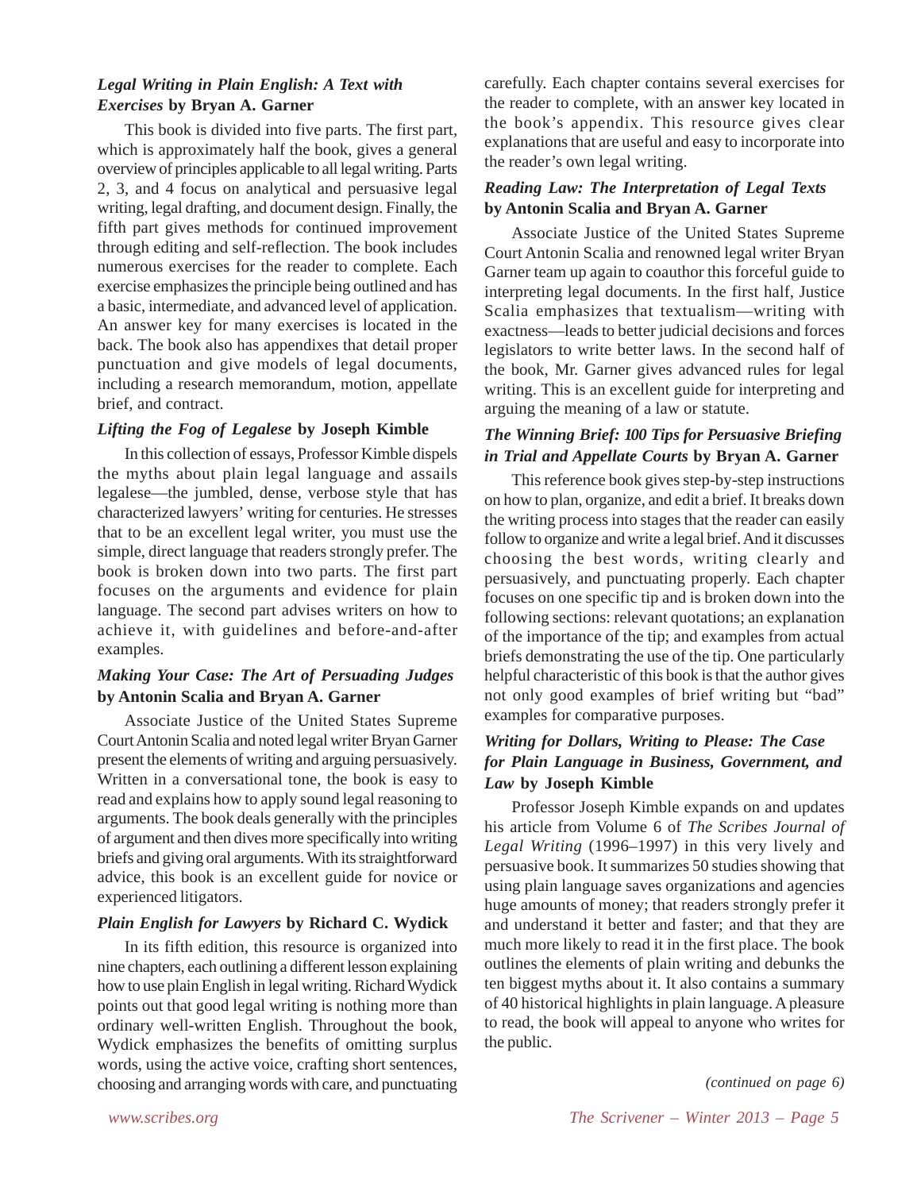### *Legal Writing in Plain English: A Text with Exercises* by Bryan A. Garner

This book is divided into five parts. The first part, which is approximately half the book, gives a general overview of principles applicable to all legal writing. Parts 2, 3, and 4 focus on analytical and persuasive legal writing, legal drafting, and document design. Finally, the fifth part gives methods for continued improvement through editing and self-reflection. The book includes numerous exercises for the reader to complete. Each exercise emphasizes the principle being outlined and has a basic, intermediate, and advanced level of application. An answer key for many exercises is located in the back. The book also has appendixes that detail proper punctuation and give models of legal documents, including a research memorandum, motion, appellate brief, and contract.

### *Lifting the Fog of Legalese* by Joseph Kimble

In this collection of essays, Professor Kimble dispels the myths about plain legal language and assails legalese—the jumbled, dense, verbose style that has characterized lawyers' writing for centuries. He stresses that to be an excellent legal writer, you must use the simple, direct language that readers strongly prefer. The book is broken down into two parts. The first part focuses on the arguments and evidence for plain language. The second part advises writers on how to achieve it, with guidelines and before-and-after examples.

### *Making Your Case: The Art of Persuading Judges* by Antonin Scalia and Bryan A. Garner

Associate Justice of the United States Supreme Court Antonin Scalia and noted legal writer Bryan Garner present the elements of writing and arguing persuasively. Written in a conversational tone, the book is easy to read and explains how to apply sound legal reasoning to arguments. The book deals generally with the principles of argument and then dives more specifically into writing briefs and giving oral arguments. With its straightforward advice, this book is an excellent guide for novice or experienced litigators.

### *Plain English for Lawyers* by Richard C. Wydick

In its fifth edition, this resource is organized into nine chapters, each outlining a different lesson explaining how to use plain English in legal writing. Richard Wydick points out that good legal writing is nothing more than ordinary well-written English. Throughout the book, Wydick emphasizes the benefits of omitting surplus words, using the active voice, crafting short sentences, choosing and arranging words with care, and punctuating carefully. Each chapter contains several exercises for the reader to complete, with an answer key located in the book's appendix. This resource gives clear explanations that are useful and easy to incorporate into the reader's own legal writing.

### *Reading Law: The Interpretation of Legal Texts* by Antonin Scalia and Bryan A. Garner

Associate Justice of the United States Supreme Court Antonin Scalia and renowned legal writer Bryan Garner team up again to coauthor this forceful guide to interpreting legal documents. In the first half, Justice Scalia emphasizes that textualism—writing with exactness—leads to better judicial decisions and forces legislators to write better laws. In the second half of the book, Mr. Garner gives advanced rules for legal writing. This is an excellent guide for interpreting and arguing the meaning of a law or statute.

### *The Winning Brief: 100 Tips for Persuasive Briefing in Trial and Appellate Courts* by Bryan A. Garner

This reference book gives step-by-step instructions on how to plan, organize, and edit a brief. It breaks down the writing process into stages that the reader can easily follow to organize and write a legal brief. And it discusses choosing the best words, writing clearly and persuasively, and punctuating properly. Each chapter focuses on one specific tip and is broken down into the following sections: relevant quotations; an explanation of the importance of the tip; and examples from actual briefs demonstrating the use of the tip. One particularly helpful characteristic of this book is that the author gives not only good examples of brief writing but "bad" examples for comparative purposes.

### *Writing for Dollars, Writing to Please: The Case for Plain Language in Business, Government, and Law* by Joseph Kimble

Professor Joseph Kimble expands on and updates his article from Volume 6 of *The Scribes Journal of Legal Writing* (1996–1997) in this very lively and persuasive book. It summarizes 50 studies showing that using plain language saves organizations and agencies huge amounts of money; that readers strongly prefer it and understand it better and faster; and that they are much more likely to read it in the first place. The book outlines the elements of plain writing and debunks the ten biggest myths about it. It also contains a summary of 40 historical highlights in plain language. A pleasure to read, the book will appeal to anyone who writes for the public.

*(continued on page 6)*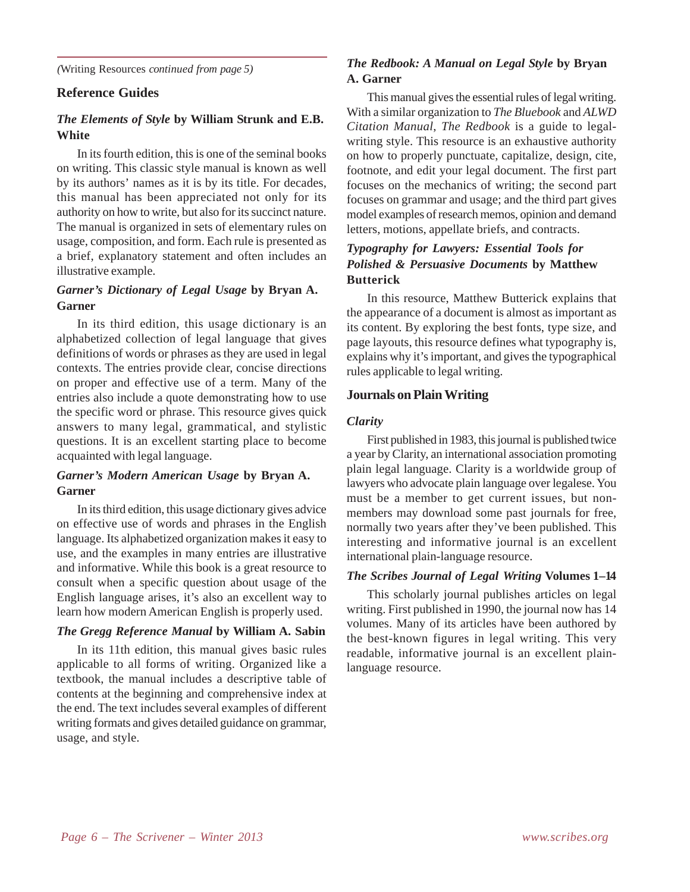*(*Writing Resources *continued from page 5)*

## Reference Guides

### *The Elements of Style* by William Strunk and E.B. White

In its fourth edition, this is one of the seminal books on writing. This classic style manual is known as well by its authors' names as it is by its title. For decades, this manual has been appreciated not only for its authority on how to write, but also for its succinct nature. The manual is organized in sets of elementary rules on usage, composition, and form. Each rule is presented as a brief, explanatory statement and often includes an illustrative example.

### *Garner's Dictionary of Legal Usage* by Bryan A. Garner

In its third edition, this usage dictionary is an alphabetized collection of legal language that gives definitions of words or phrases as they are used in legal contexts. The entries provide clear, concise directions on proper and effective use of a term. Many of the entries also include a quote demonstrating how to use the specific word or phrase. This resource gives quick answers to many legal, grammatical, and stylistic questions. It is an excellent starting place to become acquainted with legal language.

### *Garner's Modern American Usage* by Bryan A. Garner

In its third edition, this usage dictionary gives advice on effective use of words and phrases in the English language. Its alphabetized organization makes it easy to use, and the examples in many entries are illustrative and informative. While this book is a great resource to consult when a specific question about usage of the English language arises, it's also an excellent way to learn how modern American English is properly used.

### *The Gregg Reference Manual* by William A. Sabin

In its 11th edition, this manual gives basic rules applicable to all forms of writing. Organized like a textbook, the manual includes a descriptive table of contents at the beginning and comprehensive index at the end. The text includes several examples of different writing formats and gives detailed guidance on grammar, usage, and style.

### *The Redbook: A Manual on Legal Style* by Bryan A. Garner

This manual gives the essential rules of legal writing. With a similar organization to *The Bluebook* and *ALWD Citation Manual*, *The Redbook* is a guide to legal-writing style. This resource is an exhaustive authority on how to properly punctuate, capitalize, design, cite, footnote, and edit your legal document. The first part focuses on the mechanics of writing; the second part focuses on grammar and usage; and the third part gives model examples of research memos, opinion and demand letters, motions, appellate briefs, and contracts.

### *Typography for Lawyers: Essential Tools for Polished & Persuasive Documents* by Matthew Butterick

In this resource, Matthew Butterick explains that the appearance of a document is almost as important as its content. By exploring the best fonts, type size, and page layouts, this resource defines what typography is, explains why it's important, and gives the typographical rules applicable to legal writing.

## Journals on Plain Writing

### *Clarity*

First published in 1983, this journal is published twice a year by Clarity, an international association promoting plain legal language. Clarity is a worldwide group of lawyers who advocate plain language over legalese. You must be a member to get current issues, but non-members may download some past journals for free, normally two years after they've been published. This interesting and informative journal is an excellent international plain-language resource.

### *The Scribes Journal of Legal Writing* Volumes 1–14

This scholarly journal publishes articles on legal writing. First published in 1990, the journal now has 14 volumes. Many of its articles have been authored by the best-known figures in legal writing. This very readable, informative journal is an excellent plain-language resource.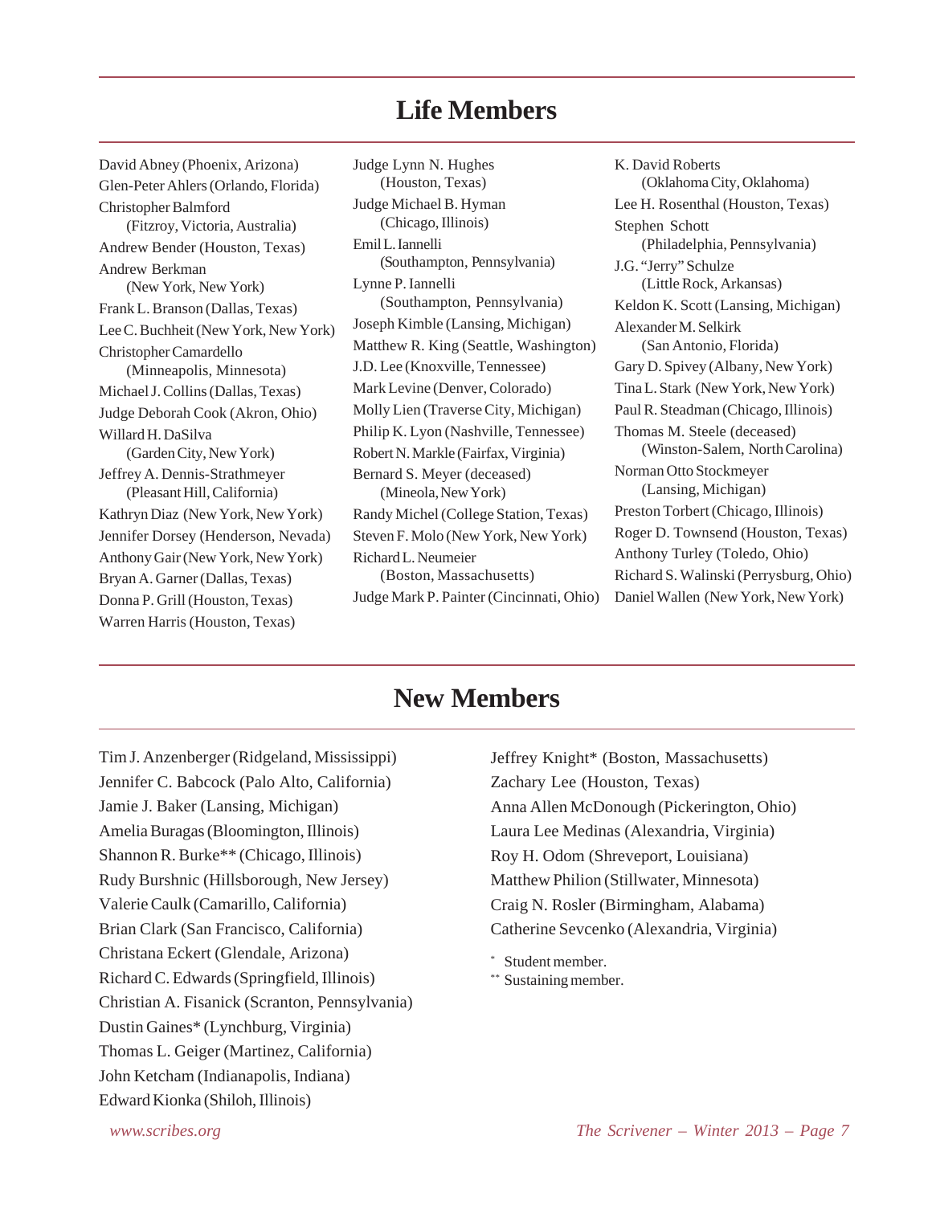# Life Members

David Abney (Phoenix, Arizona)
Glen-Peter Ahlers (Orlando, Florida)
Christopher Balmford (Fitzroy, Victoria, Australia)
Andrew Bender (Houston, Texas)
Andrew Berkman (New York, New York)
Frank L. Branson (Dallas, Texas)
Lee C. Buchheit (New York, New York)
Christopher Camardello (Minneapolis, Minnesota)
Michael J. Collins (Dallas, Texas)
Judge Deborah Cook (Akron, Ohio)
Willard H. DaSilva (Garden City, New York)
Jeffrey A. Dennis-Strathmeyer (Pleasant Hill, California)
Kathryn Diaz (New York, New York)
Jennifer Dorsey (Henderson, Nevada)
Anthony Gair (New York, New York)
Bryan A. Garner (Dallas, Texas)
Donna P. Grill (Houston, Texas)
Warren Harris (Houston, Texas)
Judge Lynn N. Hughes (Houston, Texas)
Judge Michael B. Hyman (Chicago, Illinois)
Emil L. Iannelli (Southampton, Pennsylvania)
Lynne P. Iannelli (Southampton, Pennsylvania)
Joseph Kimble (Lansing, Michigan)
Matthew R. King (Seattle, Washington)
J.D. Lee (Knoxville, Tennessee)
Mark Levine (Denver, Colorado)
Molly Lien (Traverse City, Michigan)
Philip K. Lyon (Nashville, Tennessee)
Robert N. Markle (Fairfax, Virginia)
Bernard S. Meyer (deceased) (Mineola, New York)
Randy Michel (College Station, Texas)
Steven F. Molo (New York, New York)
Richard L. Neumeier (Boston, Massachusetts)
Judge Mark P. Painter (Cincinnati, Ohio)
K. David Roberts (Oklahoma City, Oklahoma)
Lee H. Rosenthal (Houston, Texas)
Stephen Schott (Philadelphia, Pennsylvania)
J.G. "Jerry" Schulze (Little Rock, Arkansas)
Keldon K. Scott (Lansing, Michigan)
Alexander M. Selkirk (San Antonio, Florida)
Gary D. Spivey (Albany, New York)
Tina L. Stark (New York, New York)
Paul R. Steadman (Chicago, Illinois)
Thomas M. Steele (deceased) (Winston-Salem, North Carolina)
Norman Otto Stockmeyer (Lansing, Michigan)
Preston Torbert (Chicago, Illinois)
Roger D. Townsend (Houston, Texas)
Anthony Turley (Toledo, Ohio)
Richard S. Walinski (Perrysburg, Ohio)
Daniel Wallen (New York, New York)

# New Members

Tim J. Anzenberger (Ridgeland, Mississippi)
Jennifer C. Babcock (Palo Alto, California)
Jamie J. Baker (Lansing, Michigan)
Amelia Buragas (Bloomington, Illinois)
Shannon R. Burke** (Chicago, Illinois)
Rudy Burshnic (Hillsborough, New Jersey)
Valerie Caulk (Camarillo, California)
Brian Clark (San Francisco, California)
Christana Eckert (Glendale, Arizona)
Richard C. Edwards (Springfield, Illinois)
Christian A. Fisanick (Scranton, Pennsylvania)
Dustin Gaines* (Lynchburg, Virginia)
Thomas L. Geiger (Martinez, California)
John Ketcham (Indianapolis, Indiana)
Edward Kionka (Shiloh, Illinois)
Jeffrey Knight* (Boston, Massachusetts)
Zachary Lee (Houston, Texas)
Anna Allen McDonough (Pickerington, Ohio)
Laura Lee Medinas (Alexandria, Virginia)
Roy H. Odom (Shreveport, Louisiana)
Matthew Philion (Stillwater, Minnesota)
Craig N. Rosler (Birmingham, Alabama)
Catherine Sevcenko (Alexandria, Virginia)

* Student member.
** Sustaining member.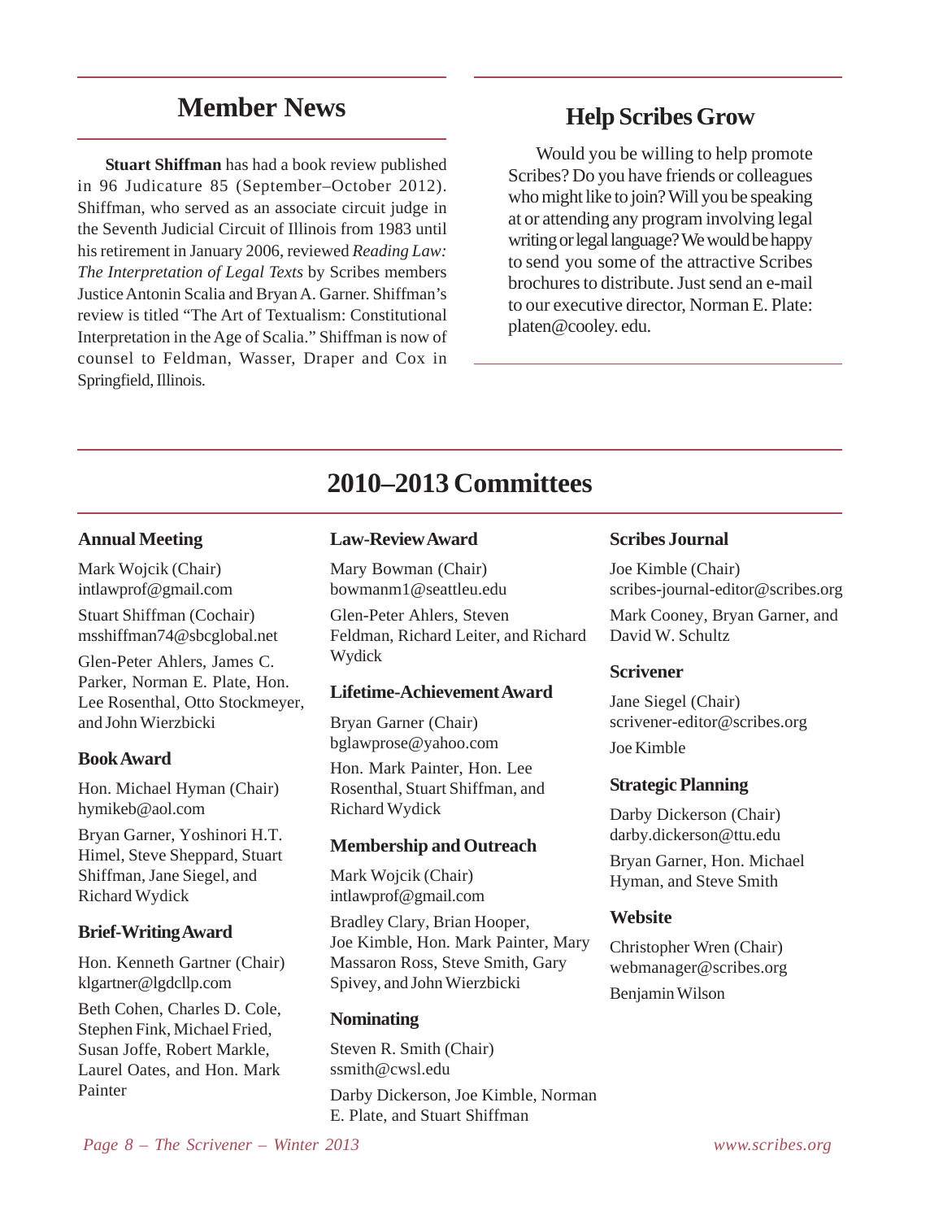## Member News

**Stuart Shiffman** has had a book review published in 96 Judicature 85 (September–October 2012). Shiffman, who served as an associate circuit judge in the Seventh Judicial Circuit of Illinois from 1983 until his retirement in January 2006, reviewed *Reading Law: The Interpretation of Legal Texts* by Scribes members Justice Antonin Scalia and Bryan A. Garner. Shiffman's review is titled "The Art of Textualism: Constitutional Interpretation in the Age of Scalia." Shiffman is now of counsel to Feldman, Wasser, Draper and Cox in Springfield, Illinois.

## Help Scribes Grow

Would you be willing to help promote Scribes? Do you have friends or colleagues who might like to join? Will you be speaking at or attending any program involving legal writing or legal language? We would be happy to send you some of the attractive Scribes brochures to distribute. Just send an e-mail to our executive director, Norman E. Plate: platen@cooley. edu.

## 2010–2013 Committees

### Annual Meeting

Mark Wojcik (Chair)
intlawprof@gmail.com

Stuart Shiffman (Cochair)
msshiffman74@sbcglobal.net

Glen-Peter Ahlers, James C. Parker, Norman E. Plate, Hon. Lee Rosenthal, Otto Stockmeyer, and John Wierzbicki

### Book Award

Hon. Michael Hyman (Chair)
hymikeb@aol.com

Bryan Garner, Yoshinori H.T. Himel, Steve Sheppard, Stuart Shiffman, Jane Siegel, and Richard Wydick

### Brief-Writing Award

Hon. Kenneth Gartner (Chair)
klgartner@lgdcllp.com

Beth Cohen, Charles D. Cole, Stephen Fink, Michael Fried, Susan Joffe, Robert Markle, Laurel Oates, and Hon. Mark Painter

### Law-Review Award

Mary Bowman (Chair)
bowmanm1@seattleu.edu

Glen-Peter Ahlers, Steven Feldman, Richard Leiter, and Richard Wydick

### Lifetime-Achievement Award

Bryan Garner (Chair)
bglawprose@yahoo.com

Hon. Mark Painter, Hon. Lee Rosenthal, Stuart Shiffman, and Richard Wydick

### Membership and Outreach

Mark Wojcik (Chair)
intlawprof@gmail.com

Bradley Clary, Brian Hooper, Joe Kimble, Hon. Mark Painter, Mary Massaron Ross, Steve Smith, Gary Spivey, and John Wierzbicki

### Nominating

Steven R. Smith (Chair)
ssmith@cwsl.edu

Darby Dickerson, Joe Kimble, Norman E. Plate, and Stuart Shiffman

### Scribes Journal

Joe Kimble (Chair)
scribes-journal-editor@scribes.org

Mark Cooney, Bryan Garner, and David W. Schultz

### Scrivener

Jane Siegel (Chair)
scrivener-editor@scribes.org

Joe Kimble

### Strategic Planning

Darby Dickerson (Chair)
darby.dickerson@ttu.edu

Bryan Garner, Hon. Michael Hyman, and Steve Smith

### Website

Christopher Wren (Chair)
webmanager@scribes.org

Benjamin Wilson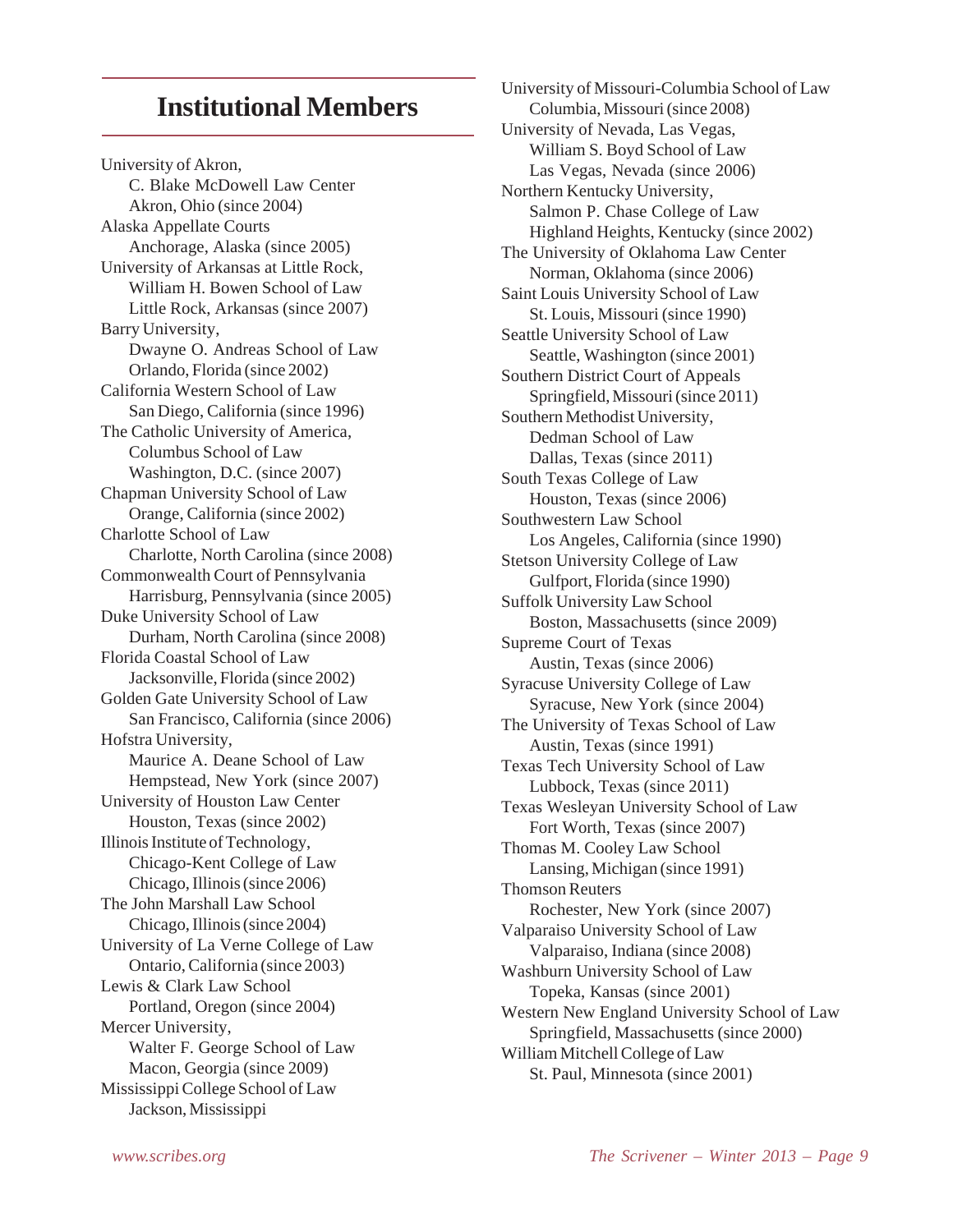## Institutional Members

University of Akron,
C. Blake McDowell Law Center
Akron, Ohio (since 2004)

Alaska Appellate Courts
Anchorage, Alaska (since 2005)

University of Arkansas at Little Rock,
William H. Bowen School of Law
Little Rock, Arkansas (since 2007)

Barry University,
Dwayne O. Andreas School of Law
Orlando, Florida (since 2002)

California Western School of Law
San Diego, California (since 1996)

The Catholic University of America,
Columbus School of Law
Washington, D.C. (since 2007)

Chapman University School of Law
Orange, California (since 2002)

Charlotte School of Law
Charlotte, North Carolina (since 2008)

Commonwealth Court of Pennsylvania
Harrisburg, Pennsylvania (since 2005)

Duke University School of Law
Durham, North Carolina (since 2008)

Florida Coastal School of Law
Jacksonville, Florida (since 2002)

Golden Gate University School of Law
San Francisco, California (since 2006)

Hofstra University,
Maurice A. Deane School of Law
Hempstead, New York (since 2007)

University of Houston Law Center
Houston, Texas (since 2002)

Illinois Institute of Technology,
Chicago-Kent College of Law
Chicago, Illinois (since 2006)

The John Marshall Law School
Chicago, Illinois (since 2004)

University of La Verne College of Law
Ontario, California (since 2003)

Lewis & Clark Law School
Portland, Oregon (since 2004)

Mercer University,
Walter F. George School of Law
Macon, Georgia (since 2009)

Mississippi College School of Law
Jackson, Mississippi

University of Missouri-Columbia School of Law
Columbia, Missouri (since 2008)

University of Nevada, Las Vegas,
William S. Boyd School of Law
Las Vegas, Nevada (since 2006)

Northern Kentucky University,
Salmon P. Chase College of Law
Highland Heights, Kentucky (since 2002)

The University of Oklahoma Law Center
Norman, Oklahoma (since 2006)

Saint Louis University School of Law
St. Louis, Missouri (since 1990)

Seattle University School of Law
Seattle, Washington (since 2001)

Southern District Court of Appeals
Springfield, Missouri (since 2011)

Southern Methodist University,
Dedman School of Law
Dallas, Texas (since 2011)

South Texas College of Law
Houston, Texas (since 2006)

Southwestern Law School
Los Angeles, California (since 1990)

Stetson University College of Law
Gulfport, Florida (since 1990)

Suffolk University Law School
Boston, Massachusetts (since 2009)

Supreme Court of Texas
Austin, Texas (since 2006)

Syracuse University College of Law
Syracuse, New York (since 2004)

The University of Texas School of Law
Austin, Texas (since 1991)

Texas Tech University School of Law
Lubbock, Texas (since 2011)

Texas Wesleyan University School of Law
Fort Worth, Texas (since 2007)

Thomas M. Cooley Law School
Lansing, Michigan (since 1991)

Thomson Reuters
Rochester, New York (since 2007)

Valparaiso University School of Law
Valparaiso, Indiana (since 2008)

Washburn University School of Law
Topeka, Kansas (since 2001)

Western New England University School of Law
Springfield, Massachusetts (since 2000)

William Mitchell College of Law
St. Paul, Minnesota (since 2001)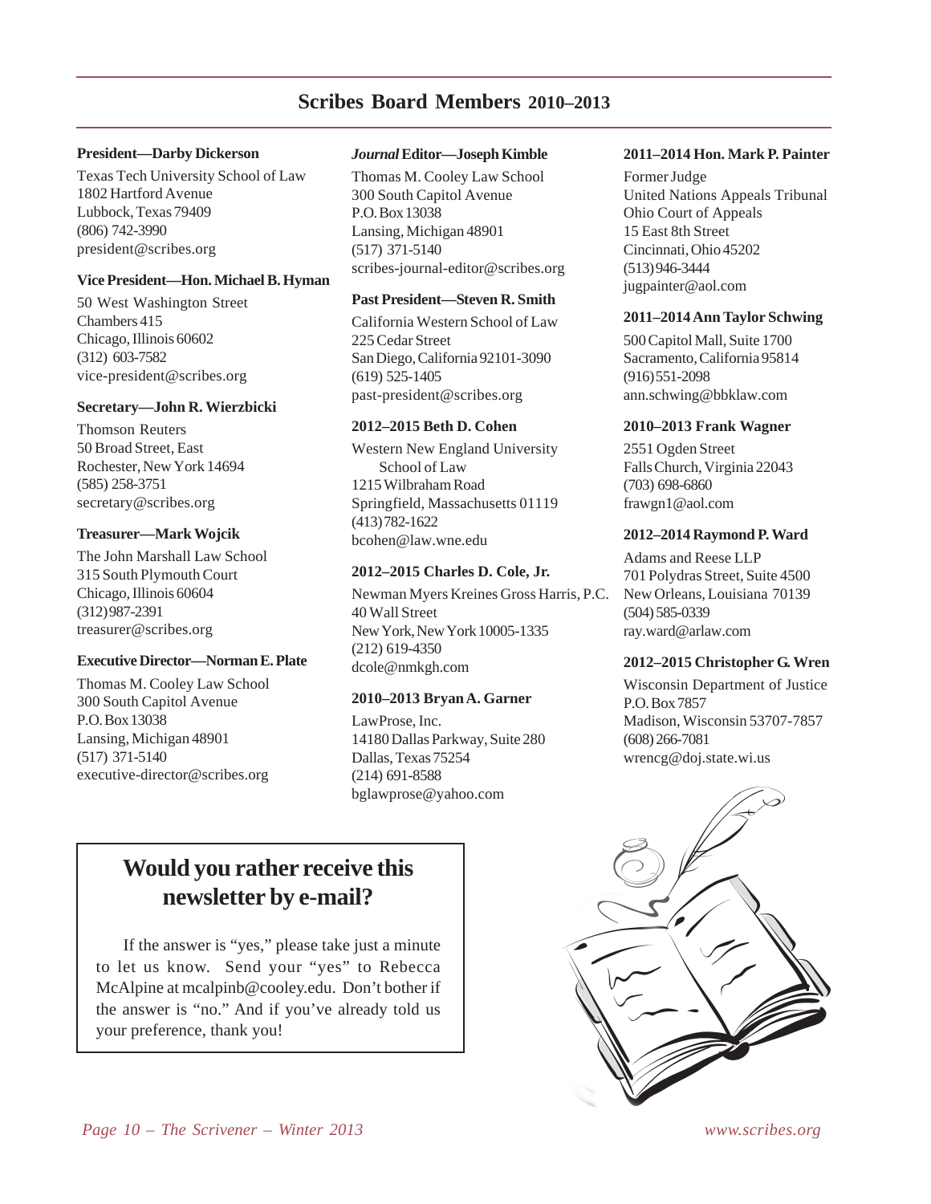## Scribes Board Members 2010–2013

**President—Darby Dickerson**

Texas Tech University School of Law
1802 Hartford Avenue
Lubbock, Texas 79409
(806) 742-3990
president@scribes.org

**Vice President—Hon. Michael B. Hyman**

50 West Washington Street
Chambers 415
Chicago, Illinois 60602
(312) 603-7582
vice-president@scribes.org

**Secretary—John R. Wierzbicki**

Thomson Reuters
50 Broad Street, East
Rochester, New York 14694
(585) 258-3751
secretary@scribes.org

**Treasurer—Mark Wojcik**

The John Marshall Law School
315 South Plymouth Court
Chicago, Illinois 60604
(312) 987-2391
treasurer@scribes.org

**Executive Director—Norman E. Plate**

Thomas M. Cooley Law School
300 South Capitol Avenue
P.O. Box 13038
Lansing, Michigan 48901
(517) 371-5140
executive-director@scribes.org

***Journal* Editor—Joseph Kimble**

Thomas M. Cooley Law School
300 South Capitol Avenue
P.O. Box 13038
Lansing, Michigan 48901
(517) 371-5140
scribes-journal-editor@scribes.org

**Past President—Steven R. Smith**

California Western School of Law
225 Cedar Street
San Diego, California 92101-3090
(619) 525-1405
past-president@scribes.org

**2012–2015 Beth D. Cohen**

Western New England University School of Law
1215 Wilbraham Road
Springfield, Massachusetts 01119
(413) 782-1622
bcohen@law.wne.edu

**2012–2015 Charles D. Cole, Jr.**

Newman Myers Kreines Gross Harris, P.C.
40 Wall Street
New York, New York 10005-1335
(212) 619-4350
dcole@nmkgh.com

**2010–2013 Bryan A. Garner**

LawProse, Inc.
14180 Dallas Parkway, Suite 280
Dallas, Texas 75254
(214) 691-8588
bglawprose@yahoo.com

**2011–2014 Hon. Mark P. Painter**

Former Judge
United Nations Appeals Tribunal
Ohio Court of Appeals
15 East 8th Street
Cincinnati, Ohio 45202
(513) 946-3444
jugpainter@aol.com

**2011–2014 Ann Taylor Schwing**

500 Capitol Mall, Suite 1700
Sacramento, California 95814
(916) 551-2098
ann.schwing@bbklaw.com

**2010–2013 Frank Wagner**

2551 Ogden Street
Falls Church, Virginia 22043
(703) 698-6860
frawgn1@aol.com

**2012–2014 Raymond P. Ward**

Adams and Reese LLP
701 Polydras Street, Suite 4500
New Orleans, Louisiana 70139
(504) 585-0339
ray.ward@arlaw.com

**2012–2015 Christopher G. Wren**

Wisconsin Department of Justice
P.O. Box 7857
Madison, Wisconsin 53707-7857
(608) 266-7081
wrencg@doj.state.wi.us

## Would you rather receive this newsletter by e-mail?

If the answer is "yes," please take just a minute to let us know. Send your "yes" to Rebecca McAlpine at mcalpinb@cooley.edu. Don't bother if the answer is "no." And if you've already told us your preference, thank you!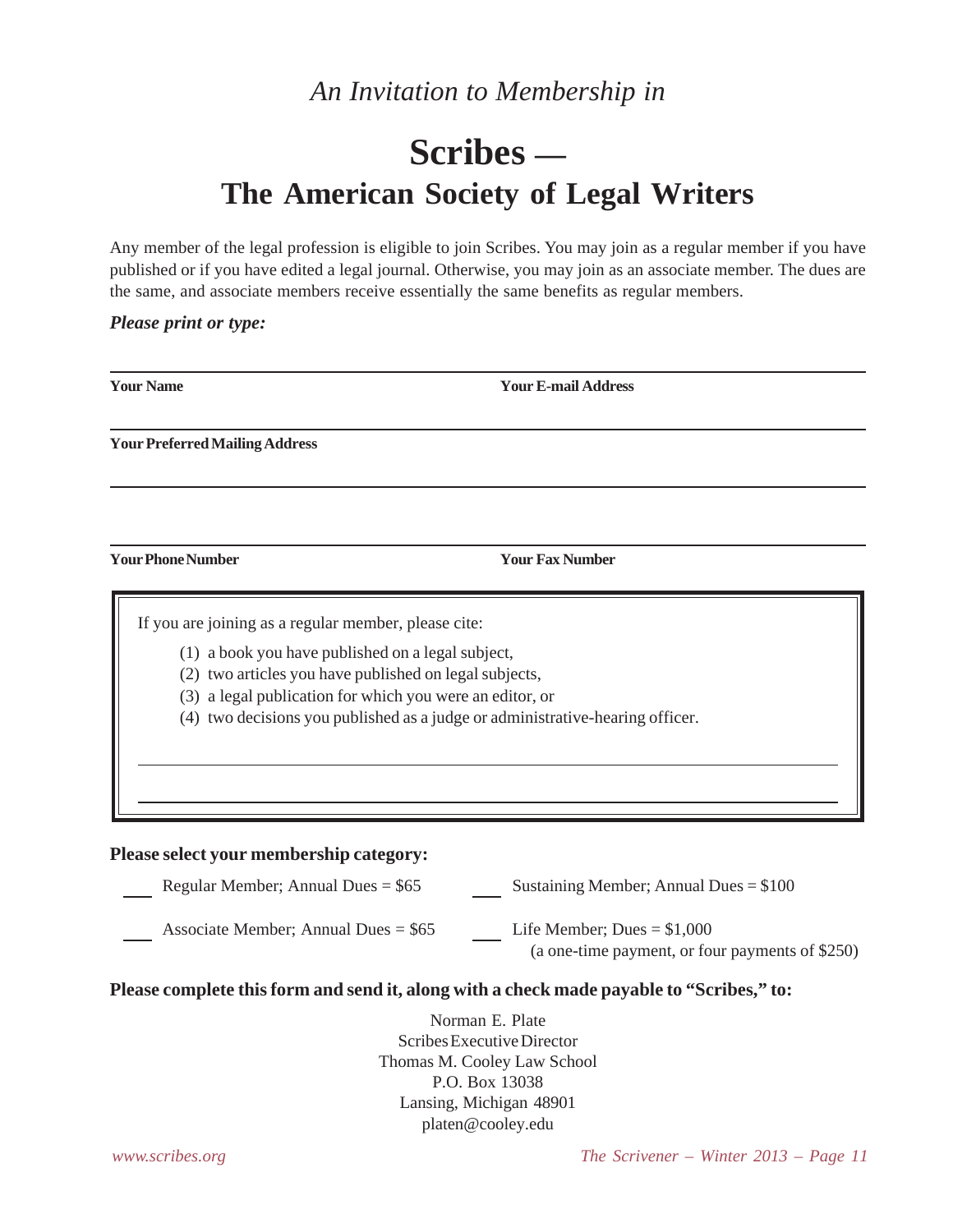*An Invitation to Membership in*

# Scribes —
# The American Society of Legal Writers

Any member of the legal profession is eligible to join Scribes. You may join as a regular member if you have published or if you have edited a legal journal. Otherwise, you may join as an associate member. The dues are the same, and associate members receive essentially the same benefits as regular members.

***Please print or type:***

______________________________________________________________________

**Your Name** **Your E-mail Address**

______________________________________________________________________

**Your Preferred Mailing Address**

______________________________________________________________________

______________________________________________________________________

**Your Phone Number** **Your Fax Number**

If you are joining as a regular member, please cite:

(1) a book you have published on a legal subject,
(2) two articles you have published on legal subjects,
(3) a legal publication for which you were an editor, or
(4) two decisions you published as a judge or administrative-hearing officer.

______________________________________________________________________

______________________________________________________________________

**Please select your membership category:**

___ Regular Member; Annual Dues = $65

___ Associate Member; Annual Dues = $65

___ Sustaining Member; Annual Dues = $100

___ Life Member; Dues = $1,000
(a one-time payment, or four payments of $250)

**Please complete this form and send it, along with a check made payable to "Scribes," to:**

Norman E. Plate
Scribes Executive Director
Thomas M. Cooley Law School
P.O. Box 13038
Lansing, Michigan 48901
platen@cooley.edu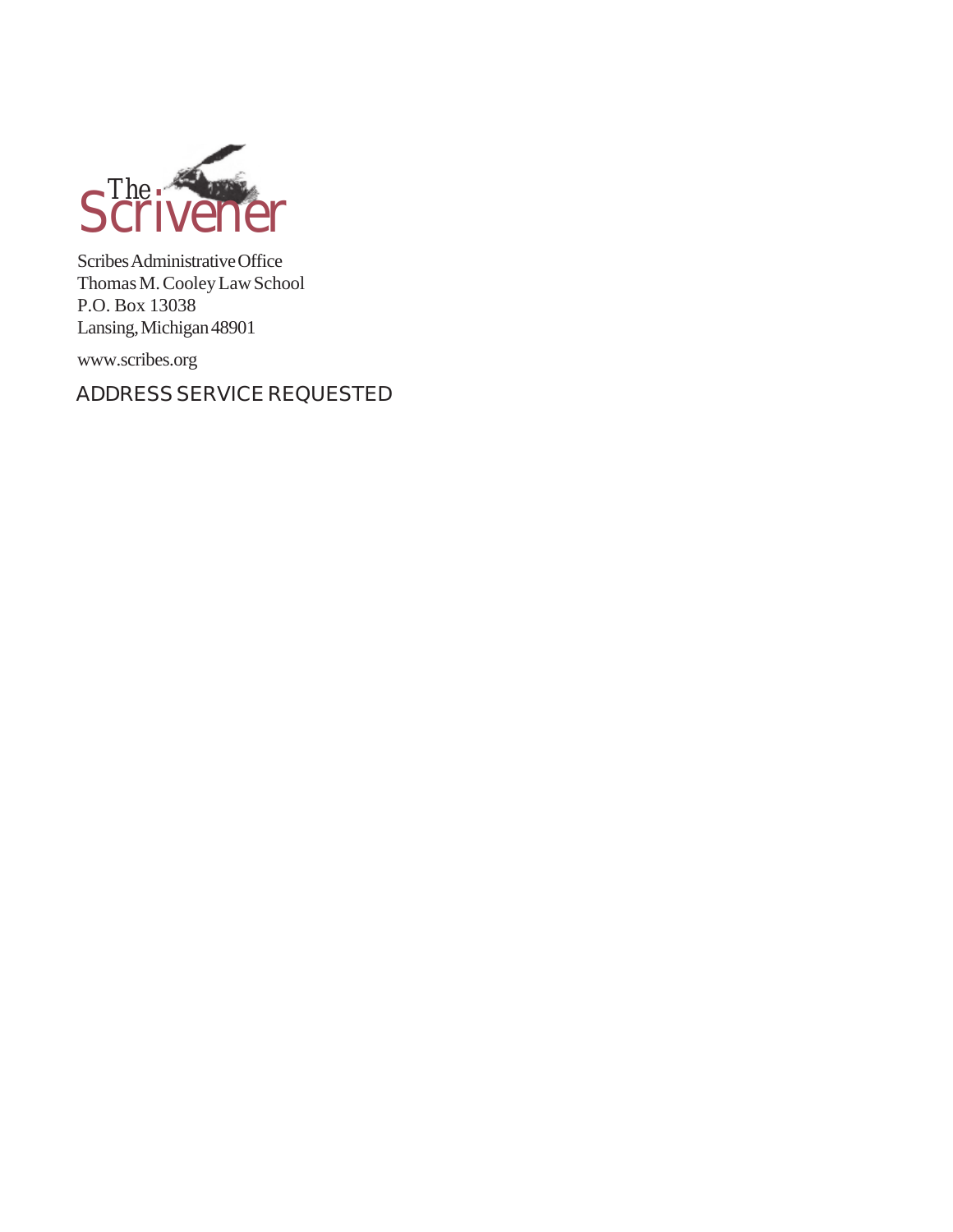The Scrivener

Scribes Administrative Office
Thomas M. Cooley Law School
P.O. Box 13038
Lansing, Michigan 48901

www.scribes.org

ADDRESS SERVICE REQUESTED